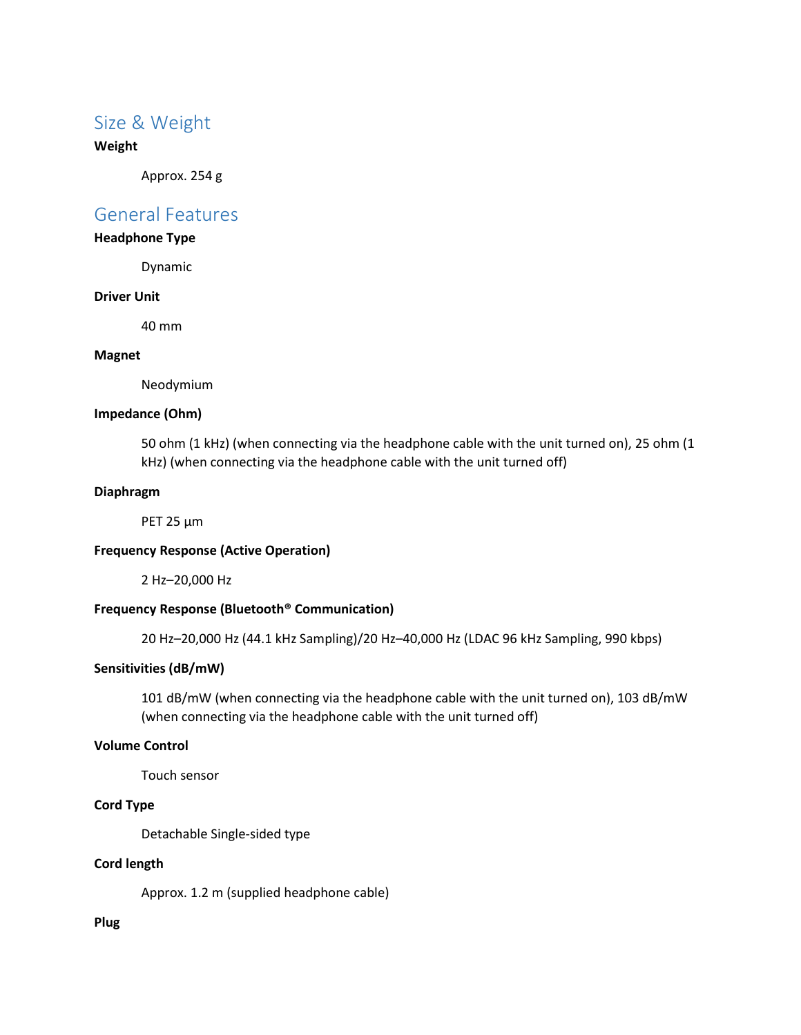## Size & Weight

**Weight**

Approx. 254 g

## General Features

**Headphone Type**

Dynamic

**Driver Unit**

40 mm

**Magnet**

Neodymium

**Impedance (Ohm)**

50 ohm (1 kHz) (when connecting via the headphone cable with the unit turned on), 25 ohm (1 kHz) (when connecting via the headphone cable with the unit turned off)

**Diaphragm**

PET 25 µm

**Frequency Response (Active Operation)**

2 Hz–20,000 Hz

**Frequency Response (Bluetooth® Communication)**

20 Hz–20,000 Hz (44.1 kHz Sampling)/20 Hz–40,000 Hz (LDAC 96 kHz Sampling, 990 kbps)

**Sensitivities (dB/mW)**

101 dB/mW (when connecting via the headphone cable with the unit turned on), 103 dB/mW (when connecting via the headphone cable with the unit turned off)

**Volume Control**

Touch sensor

**Cord Type**

Detachable Single-sided type

**Cord length**

Approx. 1.2 m (supplied headphone cable)

**Plug**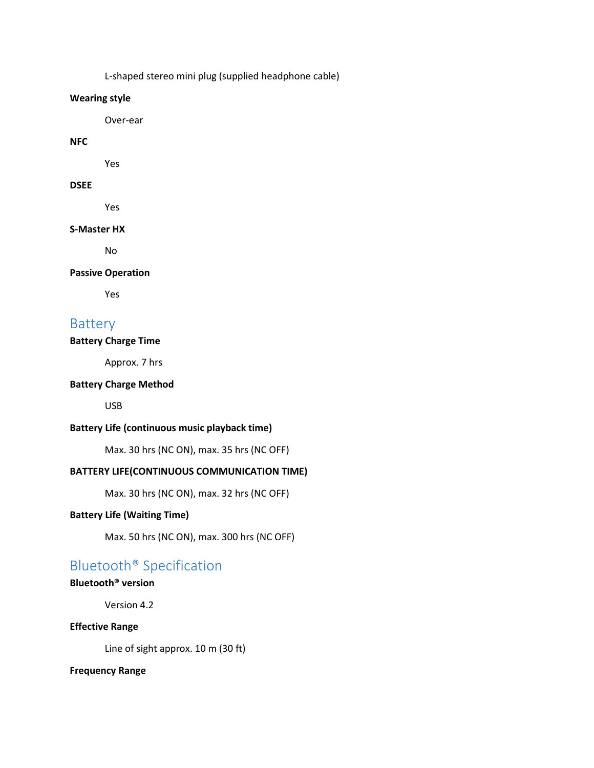L-shaped stereo mini plug (supplied headphone cable)

**Wearing style**

Over-ear

**NFC**

Yes

**DSEE**

Yes

**S-Master HX**

No

**Passive Operation**

Yes

## Battery

**Battery Charge Time**

Approx. 7 hrs

**Battery Charge Method**

USB

**Battery Life (continuous music playback time)**

Max. 30 hrs (NC ON), max. 35 hrs (NC OFF)

**BATTERY LIFE(CONTINUOUS COMMUNICATION TIME)**

Max. 30 hrs (NC ON), max. 32 hrs (NC OFF)

**Battery Life (Waiting Time)**

Max. 50 hrs (NC ON), max. 300 hrs (NC OFF)

## Bluetooth® Specification

**Bluetooth® version**

Version 4.2

**Effective Range**

Line of sight approx. 10 m (30 ft)

**Frequency Range**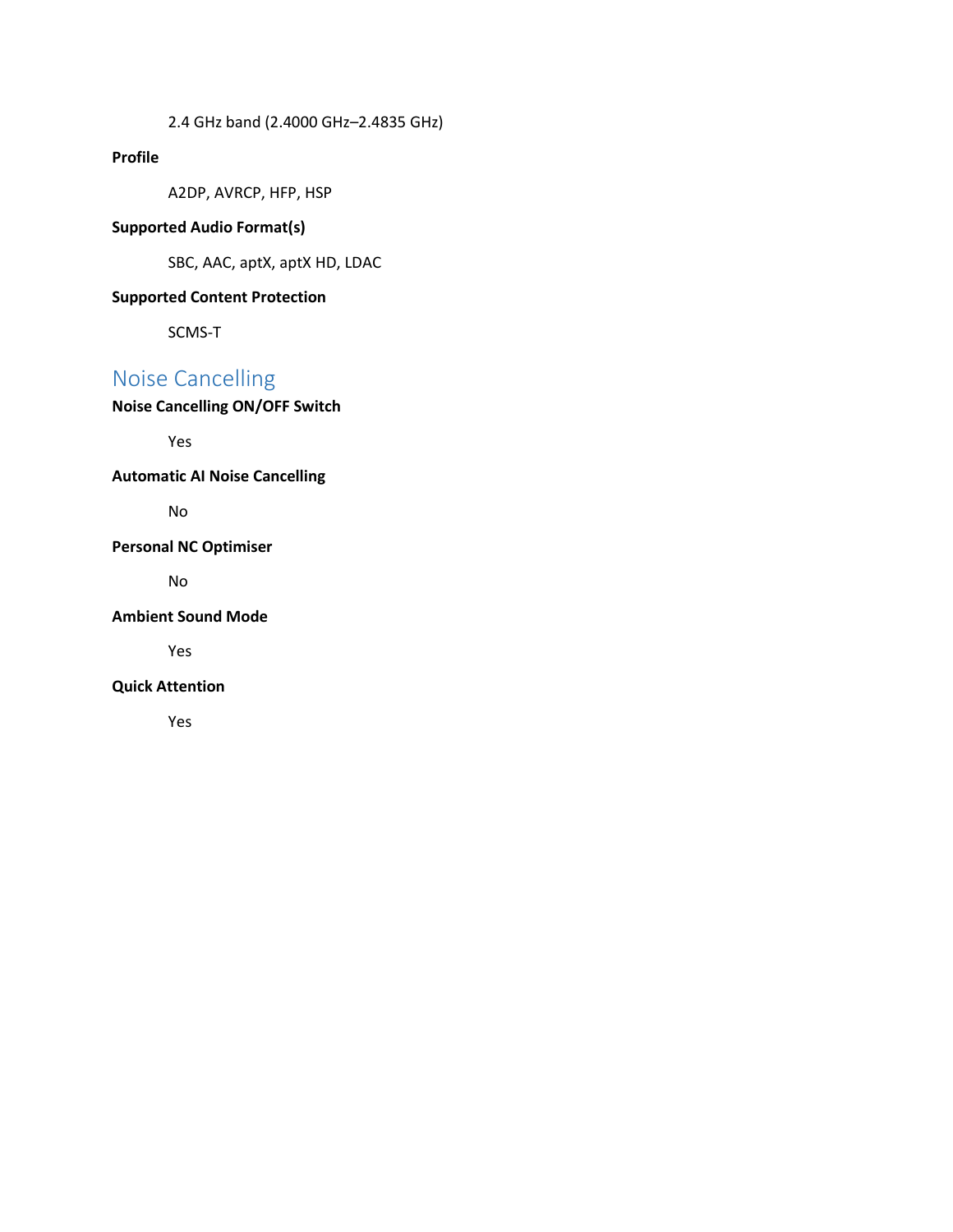2.4 GHz band (2.4000 GHz–2.4835 GHz)

**Profile**

A2DP, AVRCP, HFP, HSP

**Supported Audio Format(s)**

SBC, AAC, aptX, aptX HD, LDAC

**Supported Content Protection**

SCMS-T

## Noise Cancelling

**Noise Cancelling ON/OFF Switch**

Yes

**Automatic AI Noise Cancelling**

No

**Personal NC Optimiser**

No

**Ambient Sound Mode**

Yes

**Quick Attention**

Yes